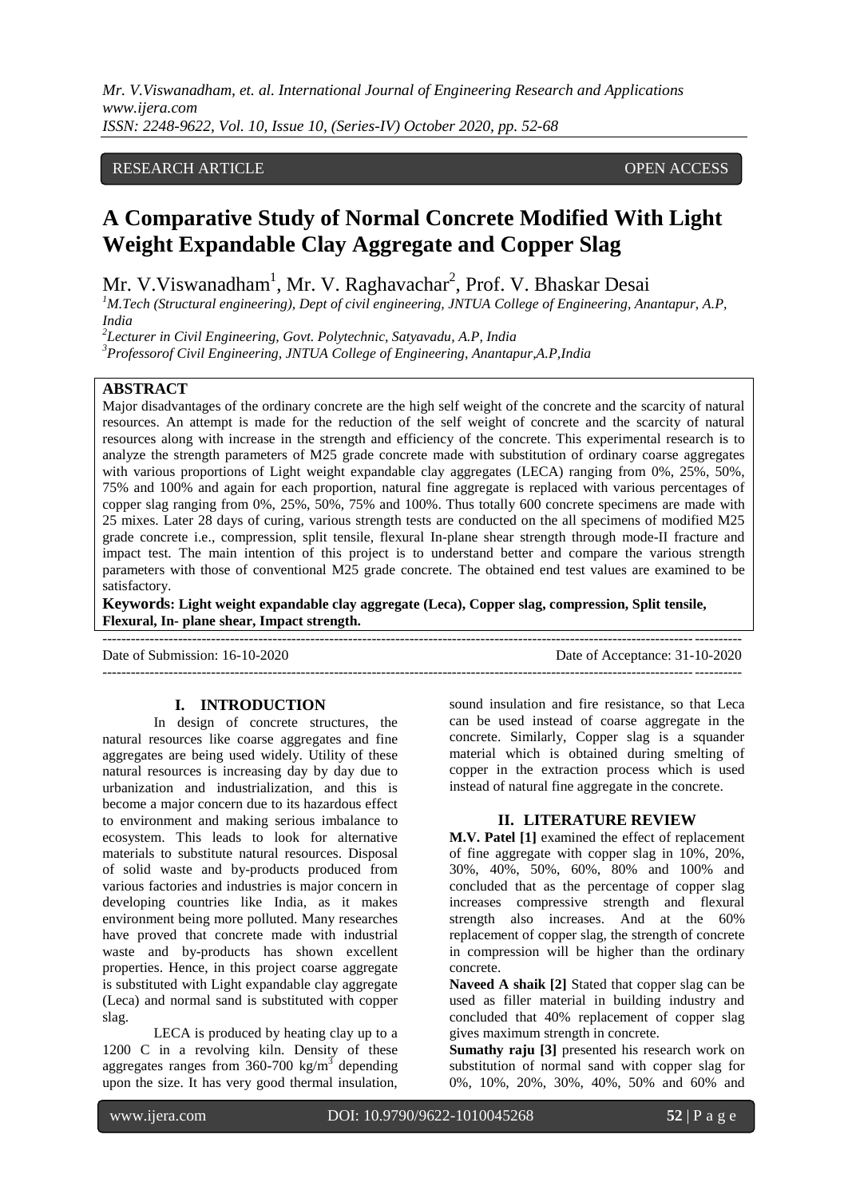RESEARCH ARTICLE OPEN ACCESS

# A Comparative Study of Normal Concrete Modified With Light Weight Expandable Clay Aggregate and Copper Slag

Mr. V.Viswanadham[1], Mr. V. Raghavachar[2], Prof. V. Bhaskar Desai

[1]M.Tech (Structural engineering), Dept of civil engineering, JNTUA College of Engineering, Anantapur, A.P, India

[2]Lecturer in Civil Engineering, Govt. Polytechnic, Satyavadu, A.P, India

[3]Professorof Civil Engineering, JNTUA College of Engineering, Anantapur,A.P,India

## ABSTRACT

Major disadvantages of the ordinary concrete are the high self weight of the concrete and the scarcity of natural resources. An attempt is made for the reduction of the self weight of concrete and the scarcity of natural resources along with increase in the strength and efficiency of the concrete. This experimental research is to analyze the strength parameters of M25 grade concrete made with substitution of ordinary coarse aggregates with various proportions of Light weight expandable clay aggregates (LECA) ranging from 0%, 25%, 50%, 75% and 100% and again for each proportion, natural fine aggregate is replaced with various percentages of copper slag ranging from 0%, 25%, 50%, 75% and 100%. Thus totally 600 concrete specimens are made with 25 mixes. Later 28 days of curing, various strength tests are conducted on the all specimens of modified M25 grade concrete i.e., compression, split tensile, flexural In-plane shear strength through mode-II fracture and impact test. The main intention of this project is to understand better and compare the various strength parameters with those of conventional M25 grade concrete. The obtained end test values are examined to be satisfactory.

**Keywords: Light weight expandable clay aggregate (Leca), Copper slag, compression, Split tensile, Flexural, In- plane shear, Impact strength.**

---

Date of Submission: 16-10-2020 Date of Acceptance: 31-10-2020

---

## I. INTRODUCTION

In design of concrete structures, the natural resources like coarse aggregates and fine aggregates are being used widely. Utility of these natural resources is increasing day by day due to urbanization and industrialization, and this is become a major concern due to its hazardous effect to environment and making serious imbalance to ecosystem. This leads to look for alternative materials to substitute natural resources. Disposal of solid waste and by-products produced from various factories and industries is major concern in developing countries like India, as it makes environment being more polluted. Many researches have proved that concrete made with industrial waste and by-products has shown excellent properties. Hence, in this project coarse aggregate is substituted with Light expandable clay aggregate (Leca) and normal sand is substituted with copper slag.

LECA is produced by heating clay up to a 1200 C in a revolving kiln. Density of these aggregates ranges from 360-700 kg/m$^3$ depending upon the size. It has very good thermal insulation, sound insulation and fire resistance, so that Leca can be used instead of coarse aggregate in the concrete. Similarly, Copper slag is a squander material which is obtained during smelting of copper in the extraction process which is used instead of natural fine aggregate in the concrete.

## II. LITERATURE REVIEW

**M.V. Patel [1]** examined the effect of replacement of fine aggregate with copper slag in 10%, 20%, 30%, 40%, 50%, 60%, 80% and 100% and concluded that as the percentage of copper slag increases compressive strength and flexural strength also increases. And at the 60% replacement of copper slag, the strength of concrete in compression will be higher than the ordinary concrete.

**Naveed A shaik [2]** Stated that copper slag can be used as filler material in building industry and concluded that 40% replacement of copper slag gives maximum strength in concrete.

**Sumathy raju [3]** presented his research work on substitution of normal sand with copper slag for 0%, 10%, 20%, 30%, 40%, 50% and 60% and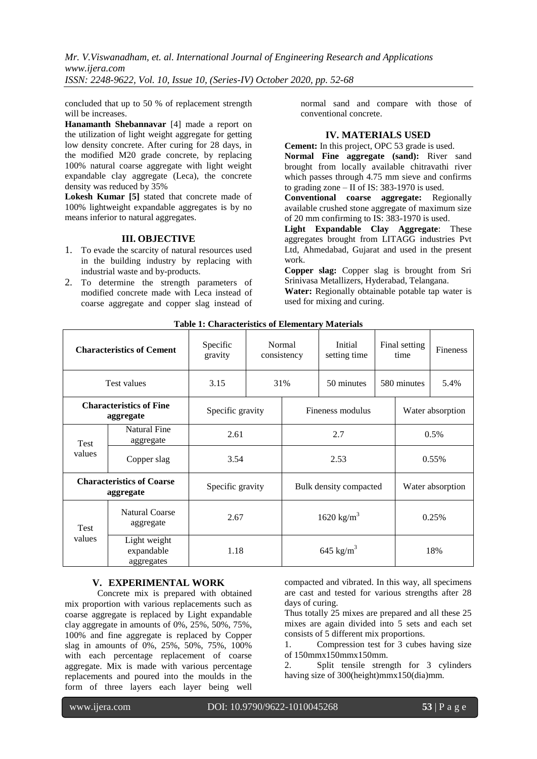concluded that up to 50 % of replacement strength will be increases.

**Hanamanth Shebannavar** [4] made a report on the utilization of light weight aggregate for getting low density concrete. After curing for 28 days, in the modified M20 grade concrete, by replacing 100% natural coarse aggregate with light weight expandable clay aggregate (Leca), the concrete density was reduced by 35%

**Lokesh Kumar [5]** stated that concrete made of 100% lightweight expandable aggregates is by no means inferior to natural aggregates.

## III. OBJECTIVE

1. To evade the scarcity of natural resources used in the building industry by replacing with industrial waste and by-products.
2. To determine the strength parameters of modified concrete made with Leca instead of coarse aggregate and copper slag instead of normal sand and compare with those of conventional concrete.

## IV. MATERIALS USED

**Cement:** In this project, OPC 53 grade is used.

**Normal Fine aggregate (sand):** River sand brought from locally available chitravathi river which passes through 4.75 mm sieve and confirms to grading zone – II of IS: 383-1970 is used.

**Conventional coarse aggregate:** Regionally available crushed stone aggregate of maximum size of 20 mm confirming to IS: 383-1970 is used.

**Light Expandable Clay Aggregate**: These aggregates brought from LITAGG industries Pvt Ltd, Ahmedabad, Gujarat and used in the present work.

**Copper slag:** Copper slag is brought from Sri Srinivasa Metallizers, Hyderabad, Telangana.

**Water:** Regionally obtainable potable tap water is used for mixing and curing.

**Table 1: Characteristics of Elementary Materials**

| **Characteristics of Cement** | | Specific gravity | Normal consistency | Initial setting time | Final setting time | Fineness |
|---|---|---|---|---|---|---|
| Test values | | 3.15 | 31% | 50 minutes | 580 minutes | 5.4% |

| **Characteristics of Fine aggregate** | | Specific gravity | Fineness modulus | Water absorption |
|---|---|---|---|---|
| Test values | Natural Fine aggregate | 2.61 | 2.7 | 0.5% |
| | Copper slag | 3.54 | 2.53 | 0.55% |
| **Characteristics of Coarse aggregate** | | Specific gravity | Bulk density compacted | Water absorption |
| Test values | Natural Coarse aggregate | 2.67 | 1620 kg/m$^3$ | 0.25% |
| | Light weight expandable aggregates | 1.18 | 645 kg/m$^3$ | 18% |

## V. EXPERIMENTAL WORK

Concrete mix is prepared with obtained mix proportion with various replacements such as coarse aggregate is replaced by Light expandable clay aggregate in amounts of 0%, 25%, 50%, 75%, 100% and fine aggregate is replaced by Copper slag in amounts of 0%, 25%, 50%, 75%, 100% with each percentage replacement of coarse aggregate. Mix is made with various percentage replacements and poured into the moulds in the form of three layers each layer being well compacted and vibrated. In this way, all specimens are cast and tested for various strengths after 28 days of curing.

Thus totally 25 mixes are prepared and all these 25 mixes are again divided into 5 sets and each set consists of 5 different mix proportions.

1. Compression test for 3 cubes having size of 150mmx150mmx150mm.
2. Split tensile strength for 3 cylinders having size of 300(height)mmx150(dia)mm.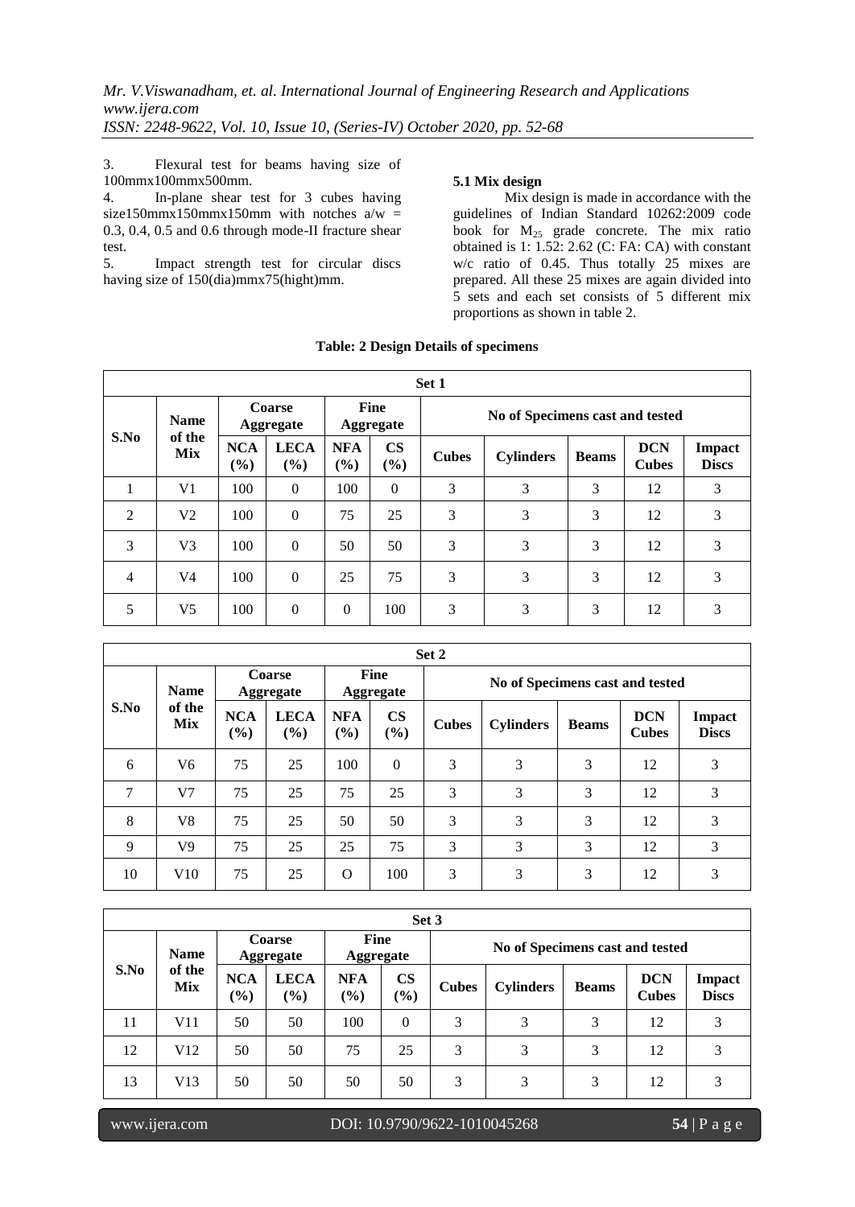3. Flexural test for beams having size of 100mmx100mmx500mm.
4. In-plane shear test for 3 cubes having size150mmx150mmx150mm with notches a/w = 0.3, 0.4, 0.5 and 0.6 through mode-II fracture shear test.
5. Impact strength test for circular discs having size of 150(dia)mmx75(hight)mm.

**5.1 Mix design**

Mix design is made in accordance with the guidelines of Indian Standard 10262:2009 code book for $M_{25}$ grade concrete. The mix ratio obtained is 1: 1.52: 2.62 (C: FA: CA) with constant w/c ratio of 0.45. Thus totally 25 mixes are prepared. All these 25 mixes are again divided into 5 sets and each set consists of 5 different mix proportions as shown in table 2.

**Table: 2 Design Details of specimens**

**Set 1**

| S.No | Name of the Mix | Coarse Aggregate | | Fine Aggregate | | No of Specimens cast and tested | | | | |
|---|---|---|---|---|---|---|---|---|---|---|
| | | NCA (%) | LECA (%) | NFA (%) | CS (%) | Cubes | Cylinders | Beams | DCN Cubes | Impact Discs |
| 1 | V1 | 100 | 0 | 100 | 0 | 3 | 3 | 3 | 12 | 3 |
| 2 | V2 | 100 | 0 | 75 | 25 | 3 | 3 | 3 | 12 | 3 |
| 3 | V3 | 100 | 0 | 50 | 50 | 3 | 3 | 3 | 12 | 3 |
| 4 | V4 | 100 | 0 | 25 | 75 | 3 | 3 | 3 | 12 | 3 |
| 5 | V5 | 100 | 0 | 0 | 100 | 3 | 3 | 3 | 12 | 3 |

**Set 2**

| S.No | Name of the Mix | Coarse Aggregate | | Fine Aggregate | | No of Specimens cast and tested | | | | |
|---|---|---|---|---|---|---|---|---|---|---|
| | | NCA (%) | LECA (%) | NFA (%) | CS (%) | Cubes | Cylinders | Beams | DCN Cubes | Impact Discs |
| 6 | V6 | 75 | 25 | 100 | 0 | 3 | 3 | 3 | 12 | 3 |
| 7 | V7 | 75 | 25 | 75 | 25 | 3 | 3 | 3 | 12 | 3 |
| 8 | V8 | 75 | 25 | 50 | 50 | 3 | 3 | 3 | 12 | 3 |
| 9 | V9 | 75 | 25 | 25 | 75 | 3 | 3 | 3 | 12 | 3 |
| 10 | V10 | 75 | 25 | O | 100 | 3 | 3 | 3 | 12 | 3 |

**Set 3**

| S.No | Name of the Mix | Coarse Aggregate | | Fine Aggregate | | No of Specimens cast and tested | | | | |
|---|---|---|---|---|---|---|---|---|---|---|
| | | NCA (%) | LECA (%) | NFA (%) | CS (%) | Cubes | Cylinders | Beams | DCN Cubes | Impact Discs |
| 11 | V11 | 50 | 50 | 100 | 0 | 3 | 3 | 3 | 12 | 3 |
| 12 | V12 | 50 | 50 | 75 | 25 | 3 | 3 | 3 | 12 | 3 |
| 13 | V13 | 50 | 50 | 50 | 50 | 3 | 3 | 3 | 12 | 3 |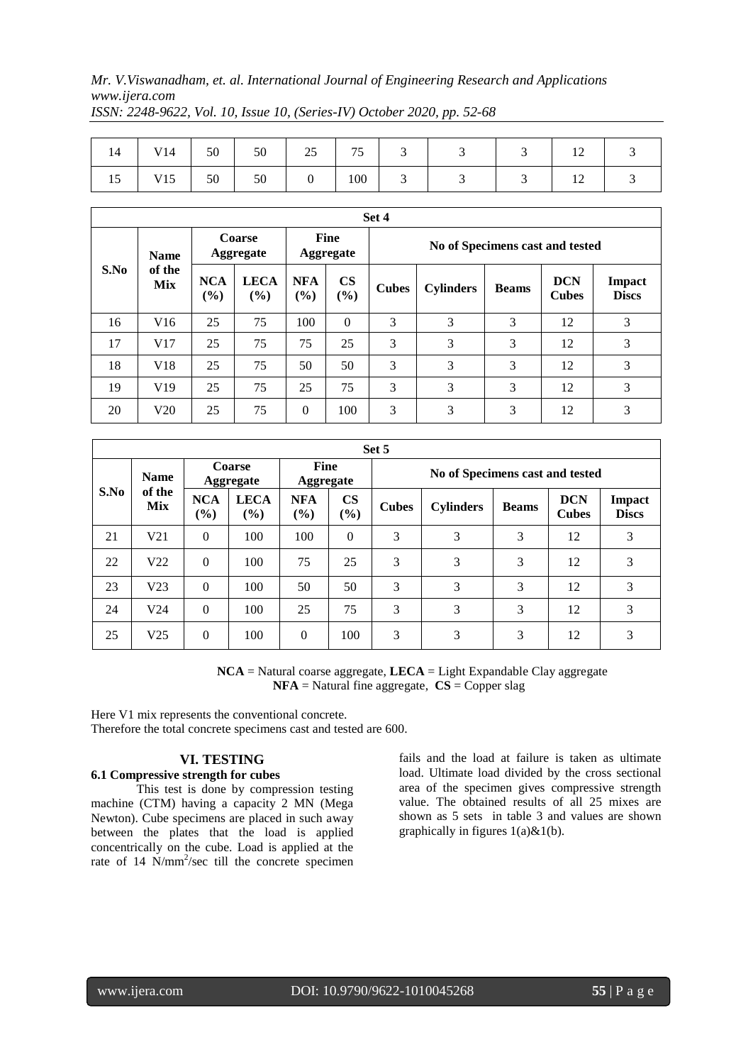| 14 | V14 | 50 | 50 | 25 | 75 | 3 | 3 | 3 | 12 | 3 |
|---|---|---|---|---|---|---|---|---|---|---|
| 15 | V15 | 50 | 50 | 0 | 100 | 3 | 3 | 3 | 12 | 3 |

| Set 4 | | | | | | | | | | |
|---|---|---|---|---|---|---|---|---|---|---|
| **S.No** | **Name of the Mix** | **Coarse Aggregate** | | **Fine Aggregate** | | **No of Specimens cast and tested** | | | | |
| | | **NCA (%)** | **LECA (%)** | **NFA (%)** | **CS (%)** | **Cubes** | **Cylinders** | **Beams** | **DCN Cubes** | **Impact Discs** |
| 16 | V16 | 25 | 75 | 100 | 0 | 3 | 3 | 3 | 12 | 3 |
| 17 | V17 | 25 | 75 | 75 | 25 | 3 | 3 | 3 | 12 | 3 |
| 18 | V18 | 25 | 75 | 50 | 50 | 3 | 3 | 3 | 12 | 3 |
| 19 | V19 | 25 | 75 | 25 | 75 | 3 | 3 | 3 | 12 | 3 |
| 20 | V20 | 25 | 75 | 0 | 100 | 3 | 3 | 3 | 12 | 3 |

| Set 5 | | | | | | | | | | |
|---|---|---|---|---|---|---|---|---|---|---|
| **S.No** | **Name of the Mix** | **Coarse Aggregate** | | **Fine Aggregate** | | **No of Specimens cast and tested** | | | | |
| | | **NCA (%)** | **LECA (%)** | **NFA (%)** | **CS (%)** | **Cubes** | **Cylinders** | **Beams** | **DCN Cubes** | **Impact Discs** |
| 21 | V21 | 0 | 100 | 100 | 0 | 3 | 3 | 3 | 12 | 3 |
| 22 | V22 | 0 | 100 | 75 | 25 | 3 | 3 | 3 | 12 | 3 |
| 23 | V23 | 0 | 100 | 50 | 50 | 3 | 3 | 3 | 12 | 3 |
| 24 | V24 | 0 | 100 | 25 | 75 | 3 | 3 | 3 | 12 | 3 |
| 25 | V25 | 0 | 100 | 0 | 100 | 3 | 3 | 3 | 12 | 3 |

**NCA** = Natural coarse aggregate, **LECA** = Light Expandable Clay aggregate
**NFA** = Natural fine aggregate, **CS** = Copper slag

Here V1 mix represents the conventional concrete.
Therefore the total concrete specimens cast and tested are 600.

## VI. TESTING

### 6.1 Compressive strength for cubes

This test is done by compression testing machine (CTM) having a capacity 2 MN (Mega Newton). Cube specimens are placed in such away between the plates that the load is applied concentrically on the cube. Load is applied at the rate of 14 $N/mm^2$/sec till the concrete specimen fails and the load at failure is taken as ultimate load. Ultimate load divided by the cross sectional area of the specimen gives compressive strength value. The obtained results of all 25 mixes are shown as 5 sets in table 3 and values are shown graphically in figures 1(a)&1(b).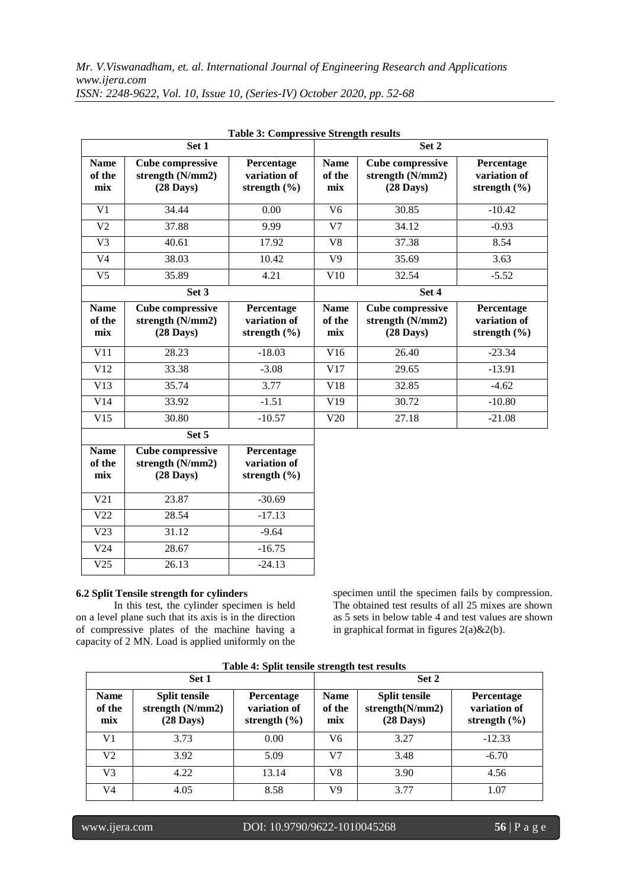**Table 3: Compressive Strength results**

| Set 1 | | | Set 2 | | |
|---|---|---|---|---|---|
| **Name of the mix** | **Cube compressive strength (N/mm2) (28 Days)** | **Percentage variation of strength (%)** | **Name of the mix** | **Cube compressive strength (N/mm2) (28 Days)** | **Percentage variation of strength (%)** |
| V1 | 34.44 | 0.00 | V6 | 30.85 | -10.42 |
| V2 | 37.88 | 9.99 | V7 | 34.12 | -0.93 |
| V3 | 40.61 | 17.92 | V8 | 37.38 | 8.54 |
| V4 | 38.03 | 10.42 | V9 | 35.69 | 3.63 |
| V5 | 35.89 | 4.21 | V10 | 32.54 | -5.52 |
| **Set 3** | | | **Set 4** | | |
| **Name of the mix** | **Cube compressive strength (N/mm2) (28 Days)** | **Percentage variation of strength (%)** | **Name of the mix** | **Cube compressive strength (N/mm2) (28 Days)** | **Percentage variation of strength (%)** |
| V11 | 28.23 | -18.03 | V16 | 26.40 | -23.34 |
| V12 | 33.38 | -3.08 | V17 | 29.65 | -13.91 |
| V13 | 35.74 | 3.77 | V18 | 32.85 | -4.62 |
| V14 | 33.92 | -1.51 | V19 | 30.72 | -10.80 |
| V15 | 30.80 | -10.57 | V20 | 27.18 | -21.08 |
| **Set 5** | | | | | |
| **Name of the mix** | **Cube compressive strength (N/mm2) (28 Days)** | **Percentage variation of strength (%)** | | | |
| V21 | 23.87 | -30.69 | | | |
| V22 | 28.54 | -17.13 | | | |
| V23 | 31.12 | -9.64 | | | |
| V24 | 28.67 | -16.75 | | | |
| V25 | 26.13 | -24.13 | | | |

### 6.2 Split Tensile strength for cylinders

In this test, the cylinder specimen is held on a level plane such that its axis is in the direction of compressive plates of the machine having a capacity of 2 MN. Load is applied uniformly on the specimen until the specimen fails by compression. The obtained test results of all 25 mixes are shown as 5 sets in below table 4 and test values are shown in graphical format in figures 2(a)&2(b).

**Table 4: Split tensile strength test results**

| Set 1 | | | Set 2 | | |
|---|---|---|---|---|---|
| **Name of the mix** | **Split tensile strength (N/mm2) (28 Days)** | **Percentage variation of strength (%)** | **Name of the mix** | **Split tensile strength(N/mm2) (28 Days)** | **Percentage variation of strength (%)** |
| V1 | 3.73 | 0.00 | V6 | 3.27 | -12.33 |
| V2 | 3.92 | 5.09 | V7 | 3.48 | -6.70 |
| V3 | 4.22 | 13.14 | V8 | 3.90 | 4.56 |
| V4 | 4.05 | 8.58 | V9 | 3.77 | 1.07 |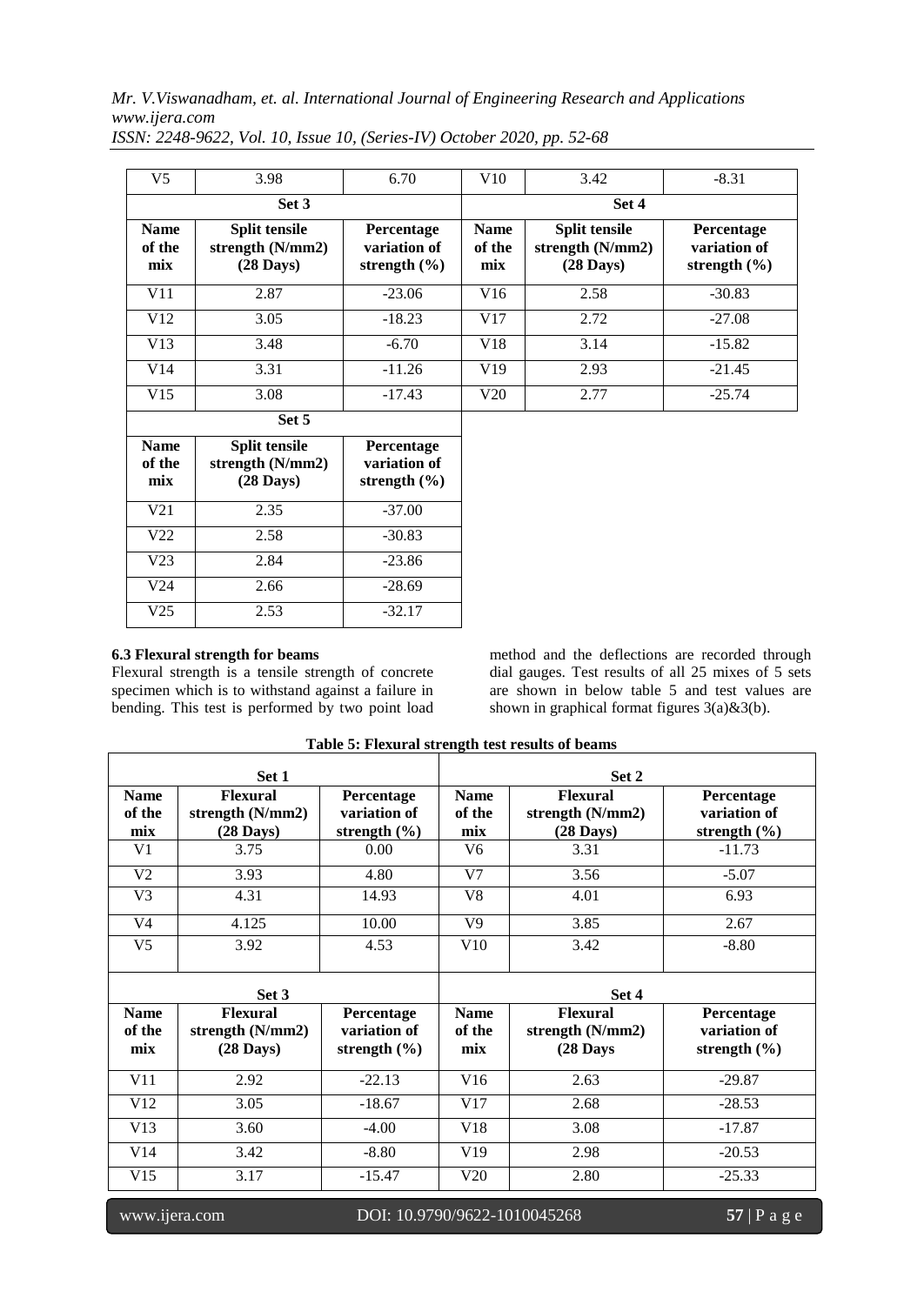| V5 | 3.98 | 6.70 | V10 | 3.42 | -8.31 |
|---|---|---|---|---|---|
| **Set 3** | | | **Set 4** | | |
| **Name of the mix** | **Split tensile strength (N/mm2) (28 Days)** | **Percentage variation of strength (%)** | **Name of the mix** | **Split tensile strength (N/mm2) (28 Days)** | **Percentage variation of strength (%)** |
| V11 | 2.87 | -23.06 | V16 | 2.58 | -30.83 |
| V12 | 3.05 | -18.23 | V17 | 2.72 | -27.08 |
| V13 | 3.48 | -6.70 | V18 | 3.14 | -15.82 |
| V14 | 3.31 | -11.26 | V19 | 2.93 | -21.45 |
| V15 | 3.08 | -17.43 | V20 | 2.77 | -25.74 |
| **Set 5** | | | | | |
| **Name of the mix** | **Split tensile strength (N/mm2) (28 Days)** | **Percentage variation of strength (%)** | | | |
| V21 | 2.35 | -37.00 | | | |
| V22 | 2.58 | -30.83 | | | |
| V23 | 2.84 | -23.86 | | | |
| V24 | 2.66 | -28.69 | | | |
| V25 | 2.53 | -32.17 | | | |

### 6.3 Flexural strength for beams

Flexural strength is a tensile strength of concrete specimen which is to withstand against a failure in bending. This test is performed by two point load method and the deflections are recorded through dial gauges. Test results of all 25 mixes of 5 sets are shown in below table 5 and test values are shown in graphical format figures 3(a)&3(b).

**Table 5: Flexural strength test results of beams**

| **Set 1** | | | **Set 2** | | |
|---|---|---|---|---|---|
| **Name of the mix** | **Flexural strength (N/mm2) (28 Days)** | **Percentage variation of strength (%)** | **Name of the mix** | **Flexural strength (N/mm2) (28 Days)** | **Percentage variation of strength (%)** |
| V1 | 3.75 | 0.00 | V6 | 3.31 | -11.73 |
| V2 | 3.93 | 4.80 | V7 | 3.56 | -5.07 |
| V3 | 4.31 | 14.93 | V8 | 4.01 | 6.93 |
| V4 | 4.125 | 10.00 | V9 | 3.85 | 2.67 |
| V5 | 3.92 | 4.53 | V10 | 3.42 | -8.80 |
| **Set 3** | | | **Set 4** | | |
| **Name of the mix** | **Flexural strength (N/mm2) (28 Days)** | **Percentage variation of strength (%)** | **Name of the mix** | **Flexural strength (N/mm2) (28 Days** | **Percentage variation of strength (%)** |
| V11 | 2.92 | -22.13 | V16 | 2.63 | -29.87 |
| V12 | 3.05 | -18.67 | V17 | 2.68 | -28.53 |
| V13 | 3.60 | -4.00 | V18 | 3.08 | -17.87 |
| V14 | 3.42 | -8.80 | V19 | 2.98 | -20.53 |
| V15 | 3.17 | -15.47 | V20 | 2.80 | -25.33 |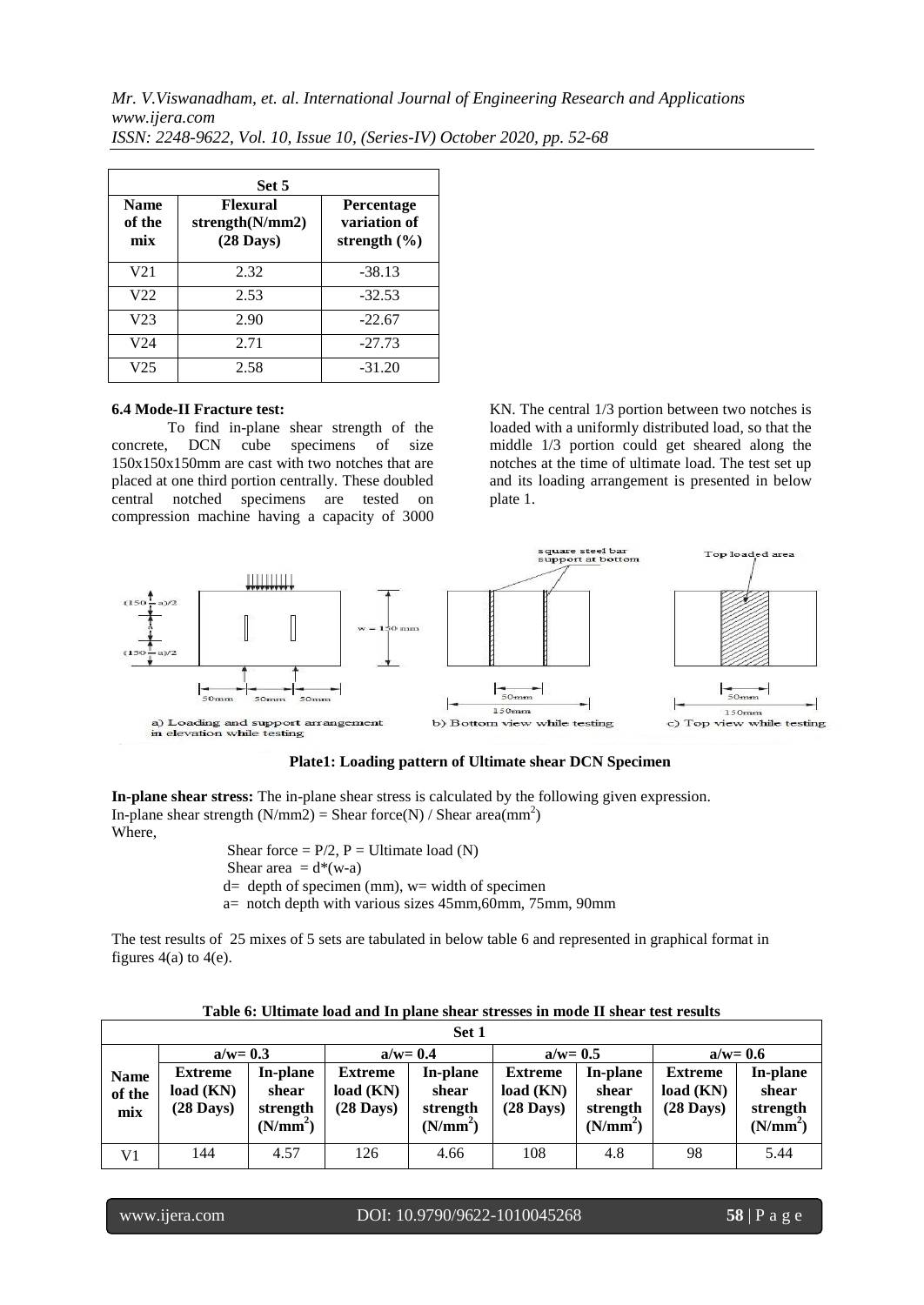| Set 5 | | |
|---|---|---|
| Name of the mix | Flexural strength(N/mm2) (28 Days) | Percentage variation of strength (%) |
| V21 | 2.32 | -38.13 |
| V22 | 2.53 | -32.53 |
| V23 | 2.90 | -22.67 |
| V24 | 2.71 | -27.73 |
| V25 | 2.58 | -31.20 |

**6.4 Mode-II Fracture test:**

To find in-plane shear strength of the concrete, DCN cube specimens of size 150x150x150mm are cast with two notches that are placed at one third portion centrally. These doubled central notched specimens are tested on compression machine having a capacity of 3000 KN. The central 1/3 portion between two notches is loaded with a uniformly distributed load, so that the middle 1/3 portion could get sheared along the notches at the time of ultimate load. The test set up and its loading arrangement is presented in below plate 1.

**Plate1: Loading pattern of Ultimate shear DCN Specimen**

**In-plane shear stress:** The in-plane shear stress is calculated by the following given expression.
In-plane shear strength (N/mm2) = Shear force(N) / Shear area($mm^2$)
Where,

Shear force = P/2, P = Ultimate load (N)
Shear area = d*(w-a)
d= depth of specimen (mm), w= width of specimen
a= notch depth with various sizes 45mm,60mm, 75mm, 90mm

The test results of 25 mixes of 5 sets are tabulated in below table 6 and represented in graphical format in figures 4(a) to 4(e).

**Table 6: Ultimate load and In plane shear stresses in mode II shear test results**

| Set 1 | | | | | | | | |
|---|---|---|---|---|---|---|---|---|
| | a/w= 0.3 | | a/w= 0.4 | | a/w= 0.5 | | a/w= 0.6 | |
| Name of the mix | Extreme load (KN) (28 Days) | In-plane shear strength ($N/mm^2$) | Extreme load (KN) (28 Days) | In-plane shear strength ($N/mm^2$) | Extreme load (KN) (28 Days) | In-plane shear strength ($N/mm^2$) | Extreme load (KN) (28 Days) | In-plane shear strength ($N/mm^2$) |
| V1 | 144 | 4.57 | 126 | 4.66 | 108 | 4.8 | 98 | 5.44 |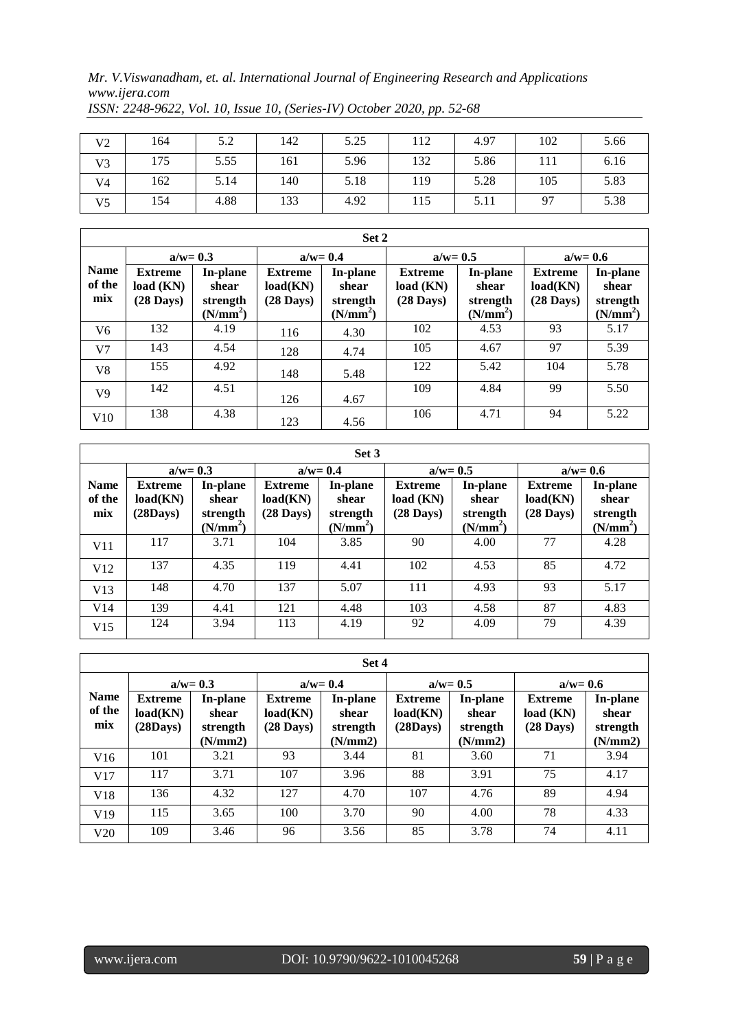| V2 | 164 | 5.2 | 142 | 5.25 | 112 | 4.97 | 102 | 5.66 |
|---|---|---|---|---|---|---|---|---|
| V3 | 175 | 5.55 | 161 | 5.96 | 132 | 5.86 | 111 | 6.16 |
| V4 | 162 | 5.14 | 140 | 5.18 | 119 | 5.28 | 105 | 5.83 |
| V5 | 154 | 4.88 | 133 | 4.92 | 115 | 5.11 | 97 | 5.38 |

| **Set 2** | | | | | | | | |
|---|---|---|---|---|---|---|---|---|
| | **a/w= 0.3** | | **a/w= 0.4** | | **a/w= 0.5** | | **a/w= 0.6** | |
| **Name of the mix** | **Extreme load (KN) (28 Days)** | **In-plane shear strength ($N/mm^2$)** | **Extreme load(KN) (28 Days)** | **In-plane shear strength ($N/mm^2$)** | **Extreme load (KN) (28 Days)** | **In-plane shear strength ($N/mm^2$)** | **Extreme load(KN) (28 Days)** | **In-plane shear strength ($N/mm^2$)** |
| V6 | 132 | 4.19 | 116 | 4.30 | 102 | 4.53 | 93 | 5.17 |
| V7 | 143 | 4.54 | 128 | 4.74 | 105 | 4.67 | 97 | 5.39 |
| V8 | 155 | 4.92 | 148 | 5.48 | 122 | 5.42 | 104 | 5.78 |
| V9 | 142 | 4.51 | 126 | 4.67 | 109 | 4.84 | 99 | 5.50 |
| V10 | 138 | 4.38 | 123 | 4.56 | 106 | 4.71 | 94 | 5.22 |

| **Set 3** | | | | | | | | |
|---|---|---|---|---|---|---|---|---|
| | **a/w= 0.3** | | **a/w= 0.4** | | **a/w= 0.5** | | **a/w= 0.6** | |
| **Name of the mix** | **Extreme load(KN) (28Days)** | **In-plane shear strength ($N/mm^2$)** | **Extreme load(KN) (28 Days)** | **In-plane shear strength ($N/mm^2$)** | **Extreme load (KN) (28 Days)** | **In-plane shear strength ($N/mm^2$)** | **Extreme load(KN) (28 Days)** | **In-plane shear strength ($N/mm^2$)** |
| V11 | 117 | 3.71 | 104 | 3.85 | 90 | 4.00 | 77 | 4.28 |
| V12 | 137 | 4.35 | 119 | 4.41 | 102 | 4.53 | 85 | 4.72 |
| V13 | 148 | 4.70 | 137 | 5.07 | 111 | 4.93 | 93 | 5.17 |
| V14 | 139 | 4.41 | 121 | 4.48 | 103 | 4.58 | 87 | 4.83 |
| V15 | 124 | 3.94 | 113 | 4.19 | 92 | 4.09 | 79 | 4.39 |

| **Set 4** | | | | | | | | |
|---|---|---|---|---|---|---|---|---|
| | **a/w= 0.3** | | **a/w= 0.4** | | **a/w= 0.5** | | **a/w= 0.6** | |
| **Name of the mix** | **Extreme load(KN) (28Days)** | **In-plane shear strength (N/mm2)** | **Extreme load(KN) (28 Days)** | **In-plane shear strength (N/mm2)** | **Extreme load(KN) (28Days)** | **In-plane shear strength (N/mm2)** | **Extreme load (KN) (28 Days)** | **In-plane shear strength (N/mm2)** |
| V16 | 101 | 3.21 | 93 | 3.44 | 81 | 3.60 | 71 | 3.94 |
| V17 | 117 | 3.71 | 107 | 3.96 | 88 | 3.91 | 75 | 4.17 |
| V18 | 136 | 4.32 | 127 | 4.70 | 107 | 4.76 | 89 | 4.94 |
| V19 | 115 | 3.65 | 100 | 3.70 | 90 | 4.00 | 78 | 4.33 |
| V20 | 109 | 3.46 | 96 | 3.56 | 85 | 3.78 | 74 | 4.11 |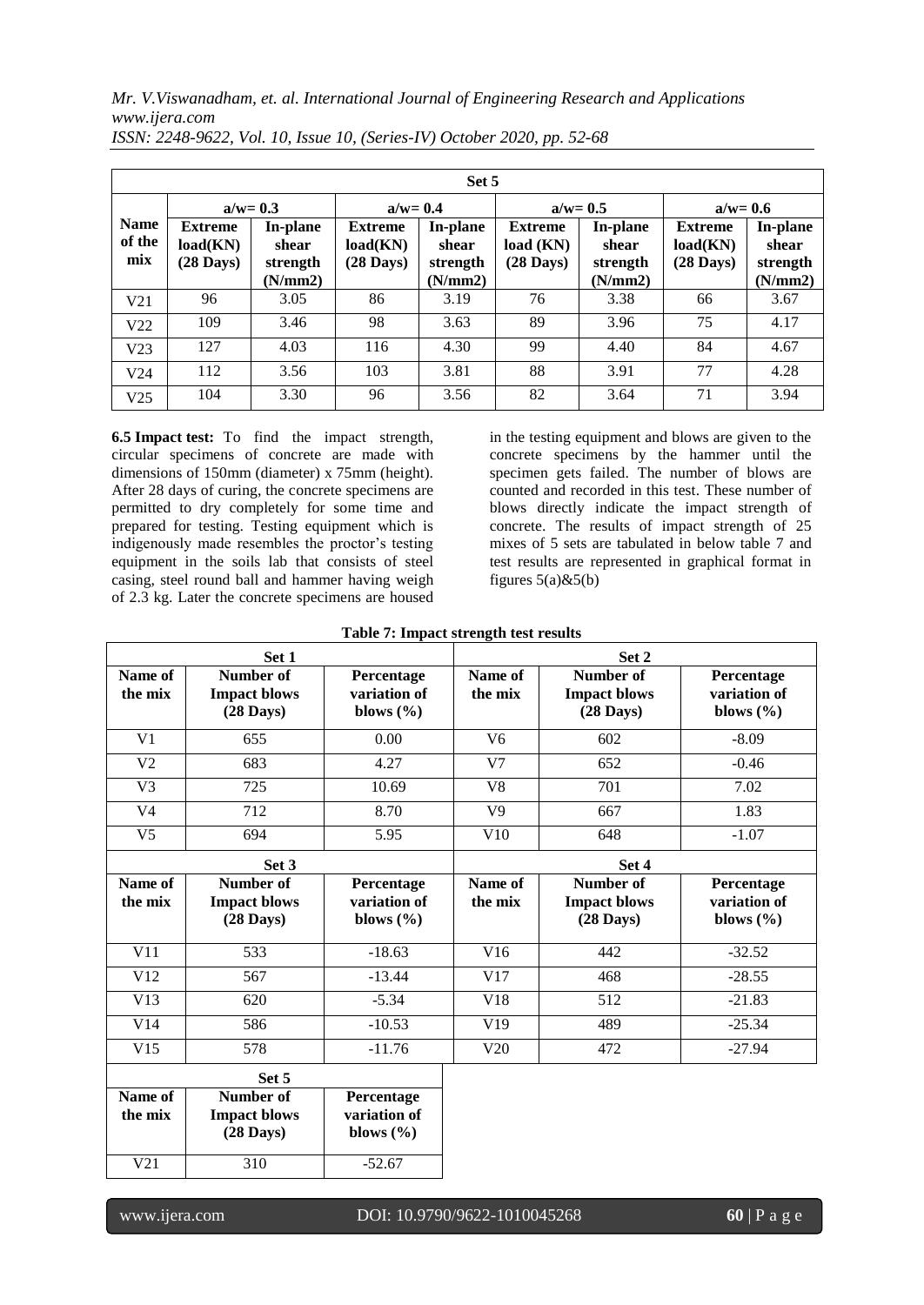| Set 5 | | | | | | | | |
|---|---|---|---|---|---|---|---|---|
| Name of the mix | a/w= 0.3 | | a/w= 0.4 | | a/w= 0.5 | | a/w= 0.6 | |
| | Extreme load(KN) (28 Days) | In-plane shear strength (N/mm2) | Extreme load(KN) (28 Days) | In-plane shear strength (N/mm2) | Extreme load (KN) (28 Days) | In-plane shear strength (N/mm2) | Extreme load(KN) (28 Days) | In-plane shear strength (N/mm2) |
| V21 | 96 | 3.05 | 86 | 3.19 | 76 | 3.38 | 66 | 3.67 |
| V22 | 109 | 3.46 | 98 | 3.63 | 89 | 3.96 | 75 | 4.17 |
| V23 | 127 | 4.03 | 116 | 4.30 | 99 | 4.40 | 84 | 4.67 |
| V24 | 112 | 3.56 | 103 | 3.81 | 88 | 3.91 | 77 | 4.28 |
| V25 | 104 | 3.30 | 96 | 3.56 | 82 | 3.64 | 71 | 3.94 |

**6.5 Impact test:** To find the impact strength, circular specimens of concrete are made with dimensions of 150mm (diameter) x 75mm (height). After 28 days of curing, the concrete specimens are permitted to dry completely for some time and prepared for testing. Testing equipment which is indigenously made resembles the proctor's testing equipment in the soils lab that consists of steel casing, steel round ball and hammer having weigh of 2.3 kg. Later the concrete specimens are housed in the testing equipment and blows are given to the concrete specimens by the hammer until the specimen gets failed. The number of blows are counted and recorded in this test. These number of blows directly indicate the impact strength of concrete. The results of impact strength of 25 mixes of 5 sets are tabulated in below table 7 and test results are represented in graphical format in figures 5(a)&5(b)

**Table 7: Impact strength test results**

| Set 1 | | | Set 2 | | |
|---|---|---|---|---|---|
| Name of the mix | Number of Impact blows (28 Days) | Percentage variation of blows (%) | Name of the mix | Number of Impact blows (28 Days) | Percentage variation of blows (%) |
| V1 | 655 | 0.00 | V6 | 602 | -8.09 |
| V2 | 683 | 4.27 | V7 | 652 | -0.46 |
| V3 | 725 | 10.69 | V8 | 701 | 7.02 |
| V4 | 712 | 8.70 | V9 | 667 | 1.83 |
| V5 | 694 | 5.95 | V10 | 648 | -1.07 |
| **Set 3** | | | **Set 4** | | |
| Name of the mix | Number of Impact blows (28 Days) | Percentage variation of blows (%) | Name of the mix | Number of Impact blows (28 Days) | Percentage variation of blows (%) |
| V11 | 533 | -18.63 | V16 | 442 | -32.52 |
| V12 | 567 | -13.44 | V17 | 468 | -28.55 |
| V13 | 620 | -5.34 | V18 | 512 | -21.83 |
| V14 | 586 | -10.53 | V19 | 489 | -25.34 |
| V15 | 578 | -11.76 | V20 | 472 | -27.94 |
| **Set 5** | | | | | |
| Name of the mix | Number of Impact blows (28 Days) | Percentage variation of blows (%) | | | |
| V21 | 310 | -52.67 | | | |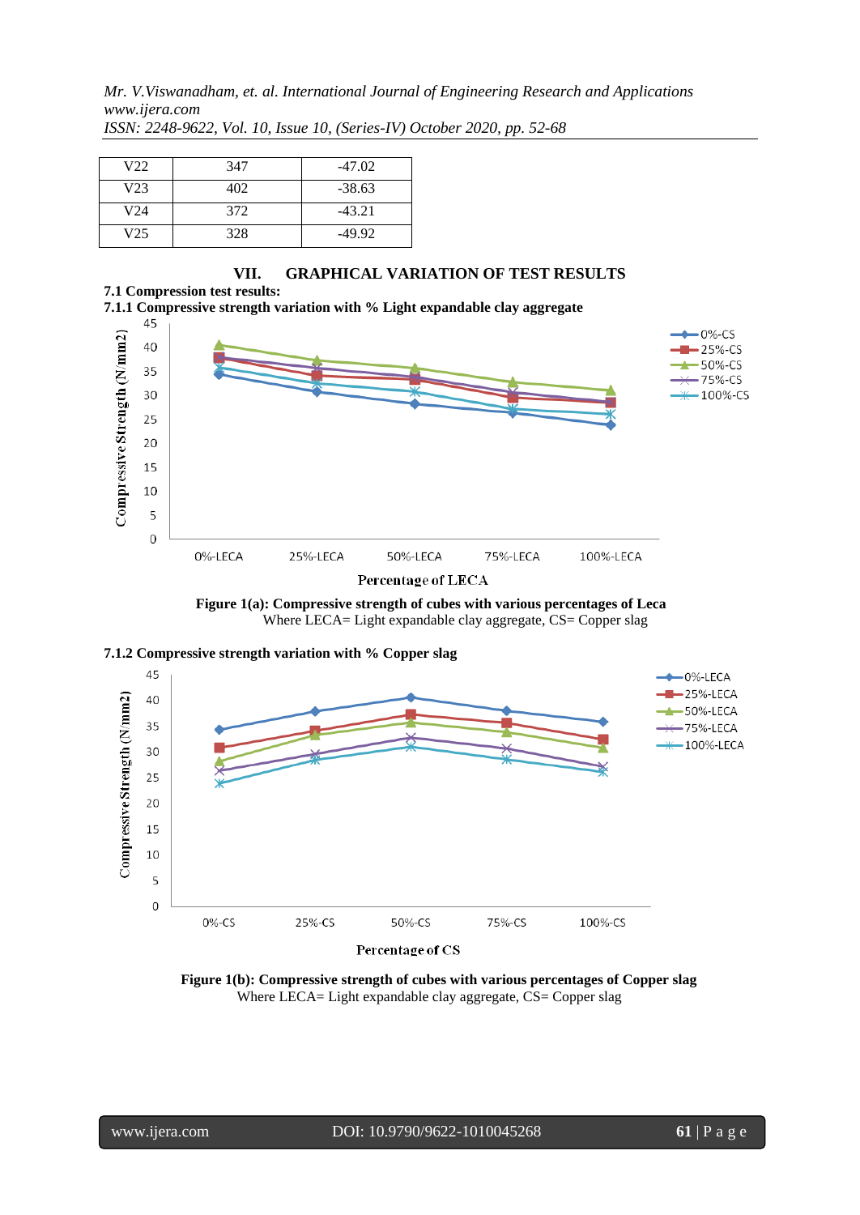| V22 | 347 | -47.02 |
|---|---|---|
| V23 | 402 | -38.63 |
| V24 | 372 | -43.21 |
| V25 | 328 | -49.92 |

## VII. GRAPHICAL VARIATION OF TEST RESULTS

### 7.1 Compression test results:

#### 7.1.1 Compressive strength variation with % Light expandable clay aggregate

**Figure 1(a): Compressive strength of cubes with various percentages of Leca**
Where LECA= Light expandable clay aggregate, CS= Copper slag

#### 7.1.2 Compressive strength variation with % Copper slag

**Figure 1(b): Compressive strength of cubes with various percentages of Copper slag**
Where LECA= Light expandable clay aggregate, CS= Copper slag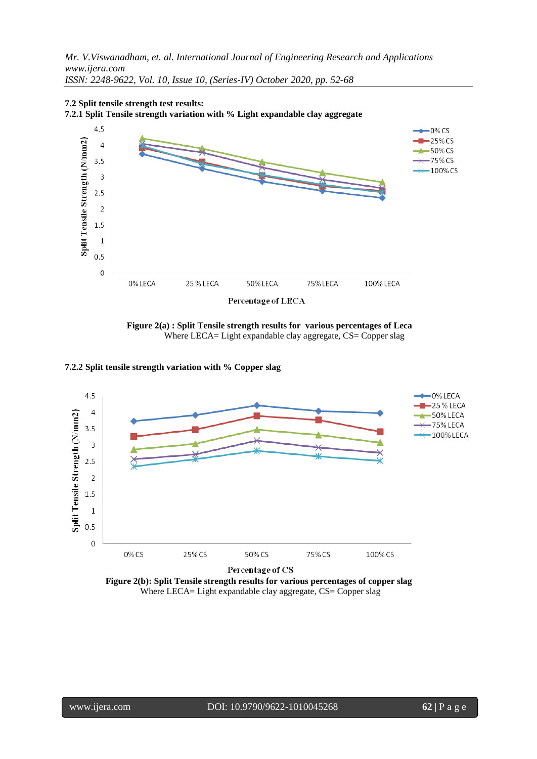### 7.2 Split tensile strength test results:

#### 7.2.1 Split Tensile strength variation with % Light expandable clay aggregate

**Figure 2(a) : Split Tensile strength results for various percentages of Leca**
Where LECA= Light expandable clay aggregate, CS= Copper slag

#### 7.2.2 Split tensile strength variation with % Copper slag

**Figure 2(b): Split Tensile strength results for various percentages of copper slag**
Where LECA= Light expandable clay aggregate, CS= Copper slag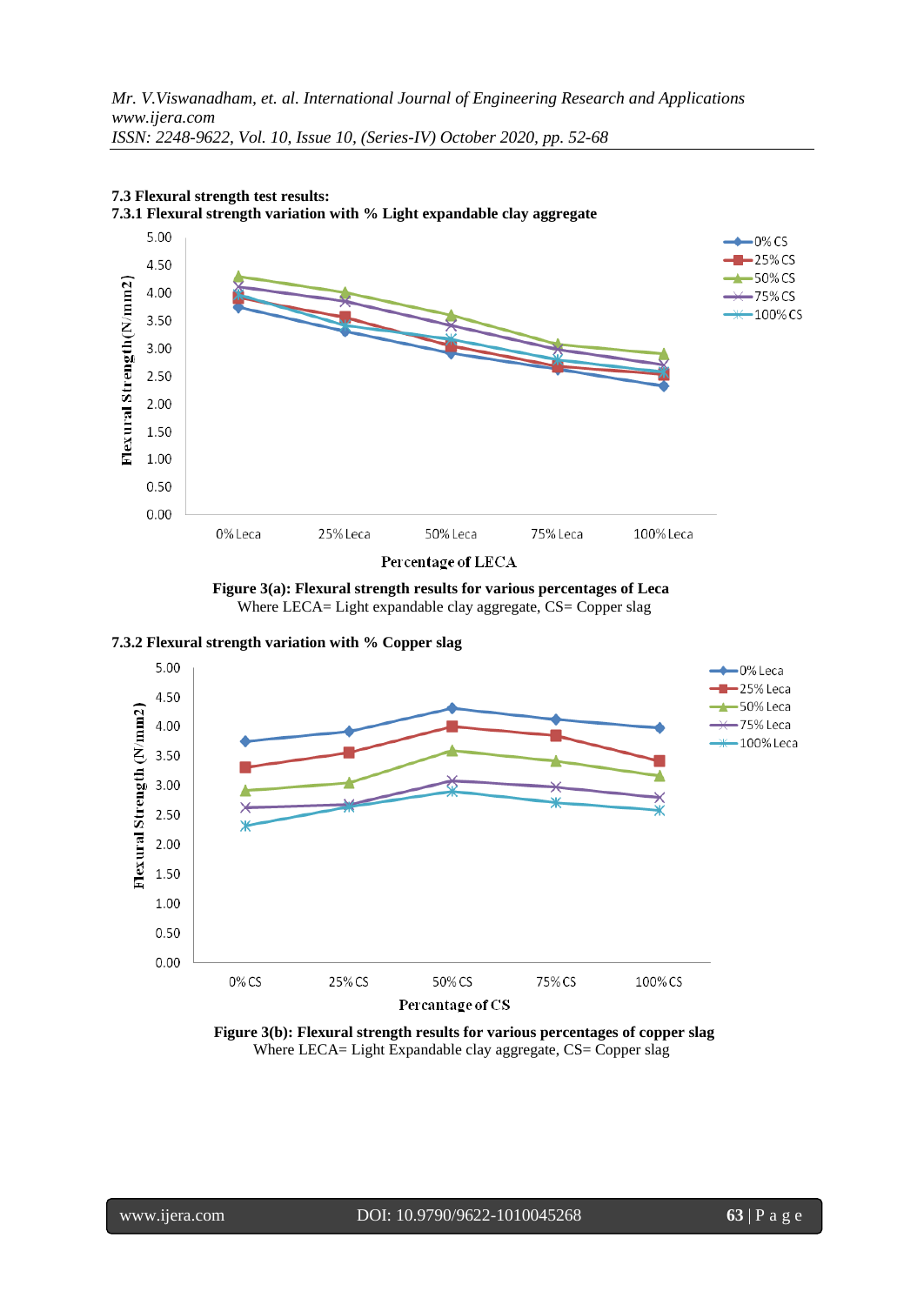### 7.3 Flexural strength test results:

#### 7.3.1 Flexural strength variation with % Light expandable clay aggregate

**Figure 3(a): Flexural strength results for various percentages of Leca**

Where LECA= Light expandable clay aggregate, CS= Copper slag

#### 7.3.2 Flexural strength variation with % Copper slag

**Figure 3(b): Flexural strength results for various percentages of copper slag**

Where LECA= Light Expandable clay aggregate, CS= Copper slag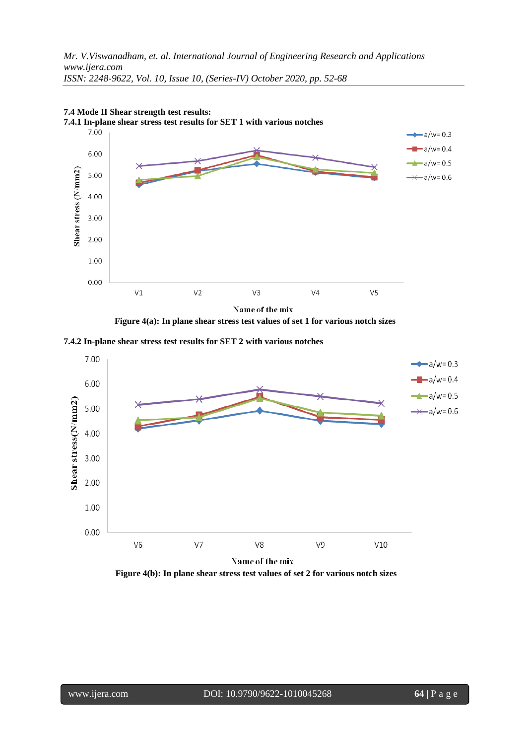### 7.4 Mode II Shear strength test results:

#### 7.4.1 In-plane shear stress test results for SET 1 with various notches

Figure 4(a): In plane shear stress test values of set 1 for various notch sizes

#### 7.4.2 In-plane shear stress test results for SET 2 with various notches

Figure 4(b): In plane shear stress test values of set 2 for various notch sizes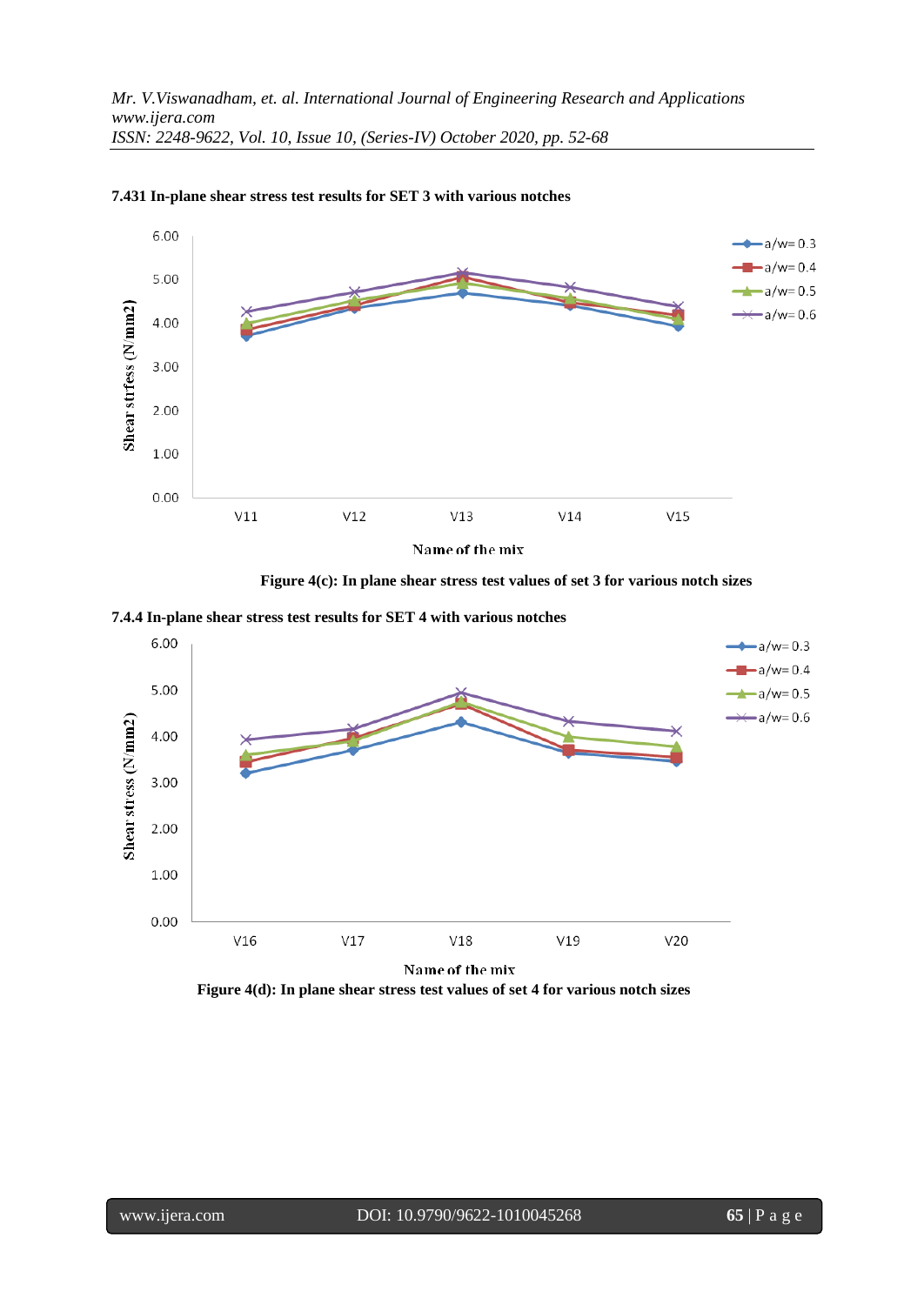**7.431 In-plane shear stress test results for SET 3 with various notches**

**Figure 4(c): In plane shear stress test values of set 3 for various notch sizes**

**7.4.4 In-plane shear stress test results for SET 4 with various notches**

**Figure 4(d): In plane shear stress test values of set 4 for various notch sizes**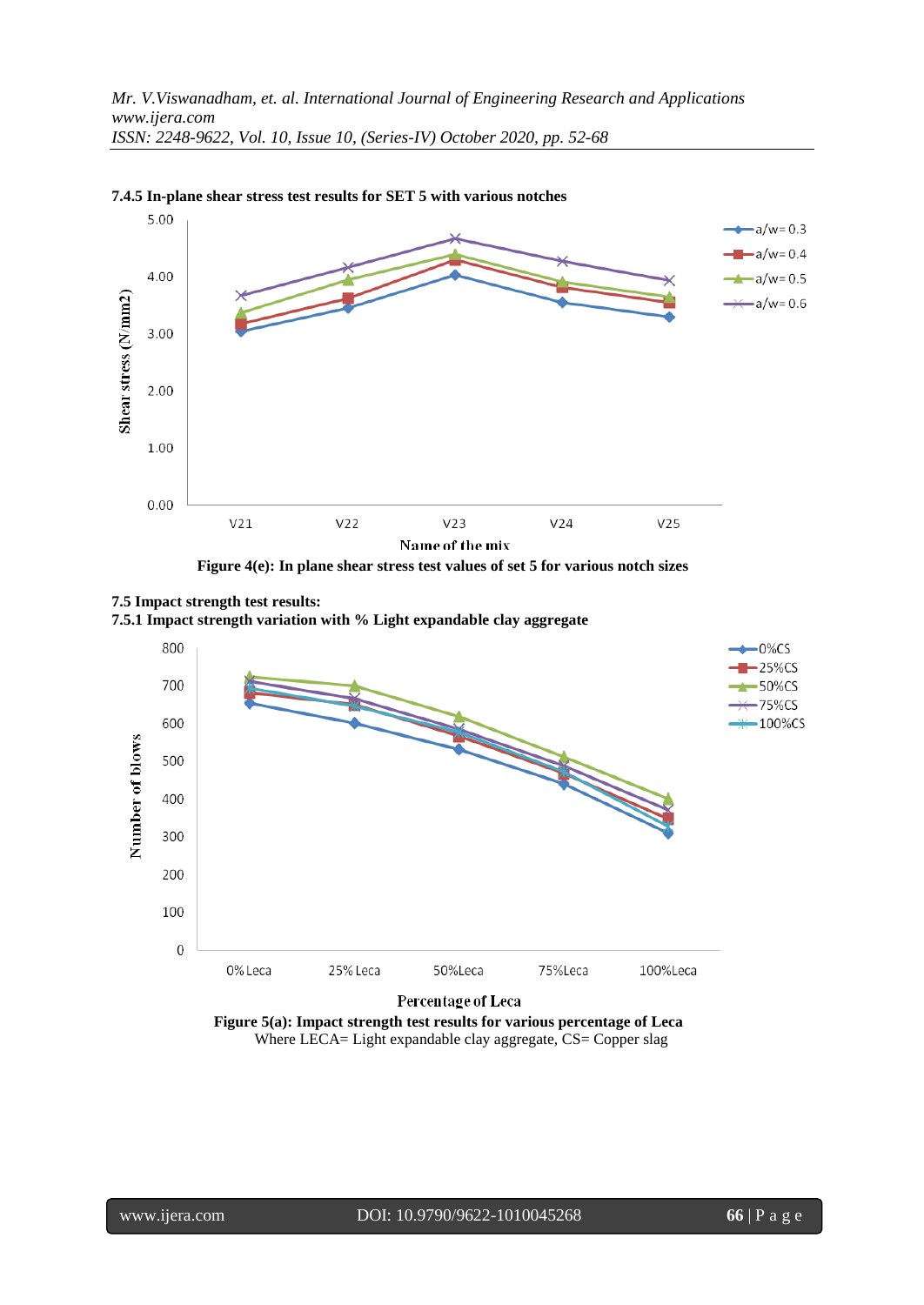#### 7.4.5 In-plane shear stress test results for SET 5 with various notches

Figure 4(e): In plane shear stress test values of set 5 for various notch sizes

### 7.5 Impact strength test results:

#### 7.5.1 Impact strength variation with % Light expandable clay aggregate

Figure 5(a): Impact strength test results for various percentage of Leca

Where LECA= Light expandable clay aggregate, CS= Copper slag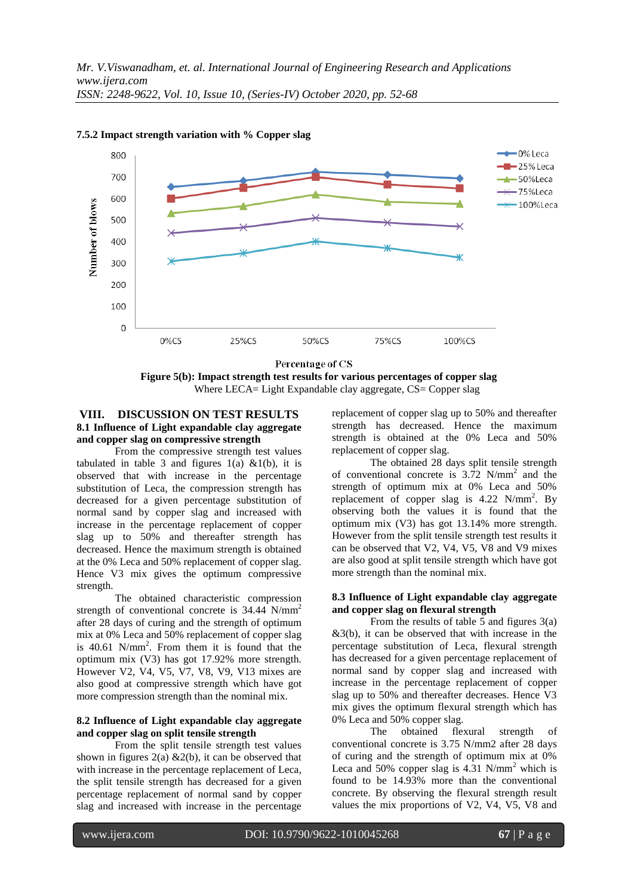#### 7.5.2 Impact strength variation with % Copper slag

Figure 5(b): Impact strength test results for various percentages of copper slag

Where LECA= Light Expandable clay aggregate, CS= Copper slag

## VIII. DISCUSSION ON TEST RESULTS

### 8.1 Influence of Light expandable clay aggregate and copper slag on compressive strength

From the compressive strength test values tabulated in table 3 and figures 1(a) &1(b), it is observed that with increase in the percentage substitution of Leca, the compression strength has decreased for a given percentage substitution of normal sand by copper slag and increased with increase in the percentage replacement of copper slag up to 50% and thereafter strength has decreased. Hence the maximum strength is obtained at the 0% Leca and 50% replacement of copper slag. Hence V3 mix gives the optimum compressive strength.

The obtained characteristic compression strength of conventional concrete is 34.44 N/mm$^2$ after 28 days of curing and the strength of optimum mix at 0% Leca and 50% replacement of copper slag is 40.61 N/mm$^2$. From them it is found that the optimum mix (V3) has got 17.92% more strength. However V2, V4, V5, V7, V8, V9, V13 mixes are also good at compressive strength which have got more compression strength than the nominal mix.

### 8.2 Influence of Light expandable clay aggregate and copper slag on split tensile strength

From the split tensile strength test values shown in figures 2(a) &2(b), it can be observed that with increase in the percentage replacement of Leca, the split tensile strength has decreased for a given percentage replacement of normal sand by copper slag and increased with increase in the percentage replacement of copper slag up to 50% and thereafter strength has decreased. Hence the maximum strength is obtained at the 0% Leca and 50% replacement of copper slag.

The obtained 28 days split tensile strength of conventional concrete is 3.72 N/mm$^2$ and the strength of optimum mix at 0% Leca and 50% replacement of copper slag is 4.22 N/mm$^2$. By observing both the values it is found that the optimum mix (V3) has got 13.14% more strength. However from the split tensile strength test results it can be observed that V2, V4, V5, V8 and V9 mixes are also good at split tensile strength which have got more strength than the nominal mix.

### 8.3 Influence of Light expandable clay aggregate and copper slag on flexural strength

From the results of table 5 and figures 3(a) &3(b), it can be observed that with increase in the percentage substitution of Leca, flexural strength has decreased for a given percentage replacement of normal sand by copper slag and increased with increase in the percentage replacement of copper slag up to 50% and thereafter decreases. Hence V3 mix gives the optimum flexural strength which has 0% Leca and 50% copper slag.

The obtained flexural strength of conventional concrete is 3.75 N/mm2 after 28 days of curing and the strength of optimum mix at 0% Leca and 50% copper slag is 4.31 N/mm$^2$ which is found to be 14.93% more than the conventional concrete. By observing the flexural strength result values the mix proportions of V2, V4, V5, V8 and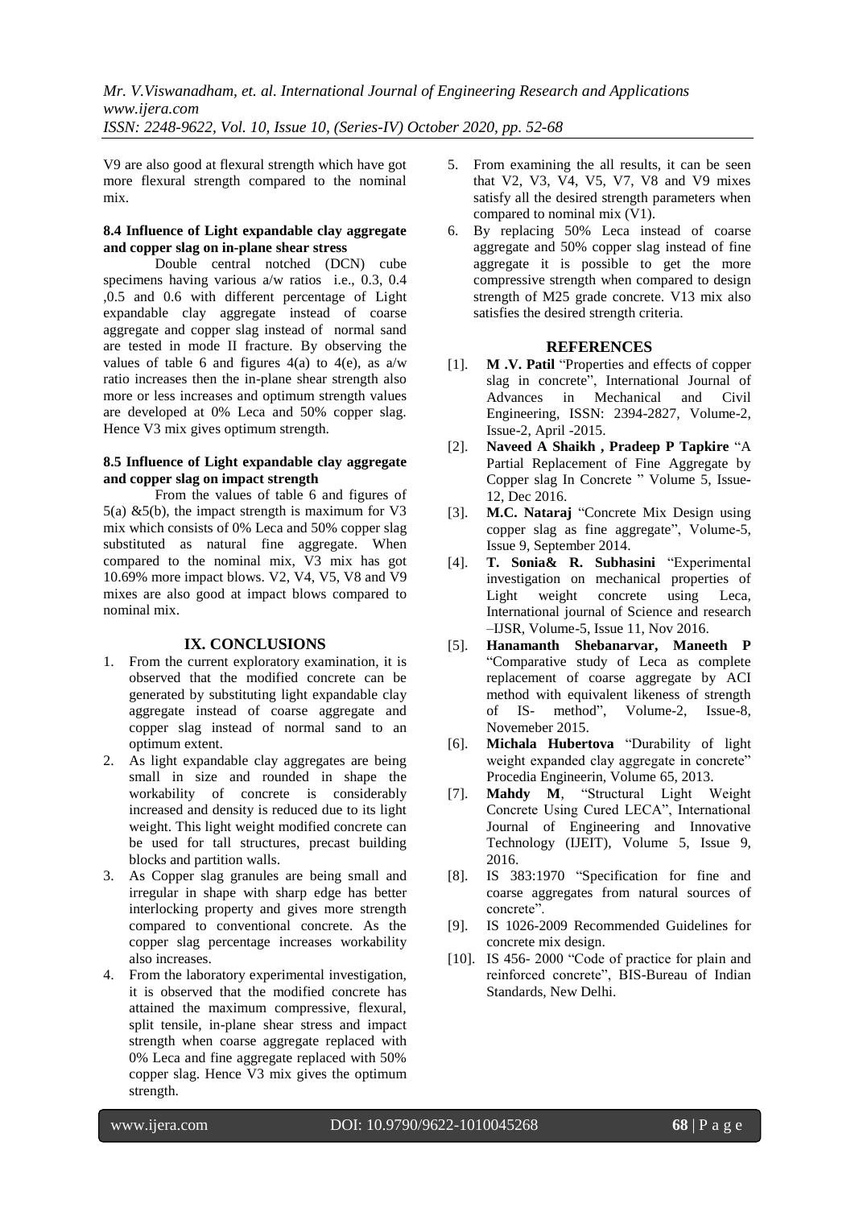V9 are also good at flexural strength which have got more flexural strength compared to the nominal mix.

### 8.4 Influence of Light expandable clay aggregate and copper slag on in-plane shear stress

Double central notched (DCN) cube specimens having various a/w ratios i.e., 0.3, 0.4 ,0.5 and 0.6 with different percentage of Light expandable clay aggregate instead of coarse aggregate and copper slag instead of normal sand are tested in mode II fracture. By observing the values of table 6 and figures 4(a) to 4(e), as a/w ratio increases then the in-plane shear strength also more or less increases and optimum strength values are developed at 0% Leca and 50% copper slag. Hence V3 mix gives optimum strength.

### 8.5 Influence of Light expandable clay aggregate and copper slag on impact strength

From the values of table 6 and figures of 5(a) &5(b), the impact strength is maximum for V3 mix which consists of 0% Leca and 50% copper slag substituted as natural fine aggregate. When compared to the nominal mix, V3 mix has got 10.69% more impact blows. V2, V4, V5, V8 and V9 mixes are also good at impact blows compared to nominal mix.

## IX. CONCLUSIONS

1. From the current exploratory examination, it is observed that the modified concrete can be generated by substituting light expandable clay aggregate instead of coarse aggregate and copper slag instead of normal sand to an optimum extent.
2. As light expandable clay aggregates are being small in size and rounded in shape the workability of concrete is considerably increased and density is reduced due to its light weight. This light weight modified concrete can be used for tall structures, precast building blocks and partition walls.
3. As Copper slag granules are being small and irregular in shape with sharp edge has better interlocking property and gives more strength compared to conventional concrete. As the copper slag percentage increases workability also increases.
4. From the laboratory experimental investigation, it is observed that the modified concrete has attained the maximum compressive, flexural, split tensile, in-plane shear stress and impact strength when coarse aggregate replaced with 0% Leca and fine aggregate replaced with 50% copper slag. Hence V3 mix gives the optimum strength.
5. From examining the all results, it can be seen that V2, V3, V4, V5, V7, V8 and V9 mixes satisfy all the desired strength parameters when compared to nominal mix (V1).
6. By replacing 50% Leca instead of coarse aggregate and 50% copper slag instead of fine aggregate it is possible to get the more compressive strength when compared to design strength of M25 grade concrete. V13 mix also satisfies the desired strength criteria.

## REFERENCES

[1]. **M .V. Patil** "Properties and effects of copper slag in concrete", International Journal of Advances in Mechanical and Civil Engineering, ISSN: 2394-2827, Volume-2, Issue-2, April -2015.

[2]. **Naveed A Shaikh , Pradeep P Tapkire** "A Partial Replacement of Fine Aggregate by Copper slag In Concrete " Volume 5, Issue-12, Dec 2016.

[3]. **M.C. Nataraj** "Concrete Mix Design using copper slag as fine aggregate", Volume-5, Issue 9, September 2014.

[4]. **T. Sonia& R. Subhasini** "Experimental investigation on mechanical properties of Light weight concrete using Leca, International journal of Science and research –IJSR, Volume-5, Issue 11, Nov 2016.

[5]. **Hanamanth Shebanarvar, Maneeth P** "Comparative study of Leca as complete replacement of coarse aggregate by ACI method with equivalent likeness of strength of IS- method", Volume-2, Issue-8, Novemeber 2015.

[6]. **Michala Hubertova** "Durability of light weight expanded clay aggregate in concrete" Procedia Engineerin, Volume 65, 2013.

[7]. **Mahdy M**, "Structural Light Weight Concrete Using Cured LECA", International Journal of Engineering and Innovative Technology (IJEIT), Volume 5, Issue 9, 2016.

[8]. IS 383:1970 "Specification for fine and coarse aggregates from natural sources of concrete".

[9]. IS 1026-2009 Recommended Guidelines for concrete mix design.

[10]. IS 456- 2000 "Code of practice for plain and reinforced concrete", BIS-Bureau of Indian Standards, New Delhi.